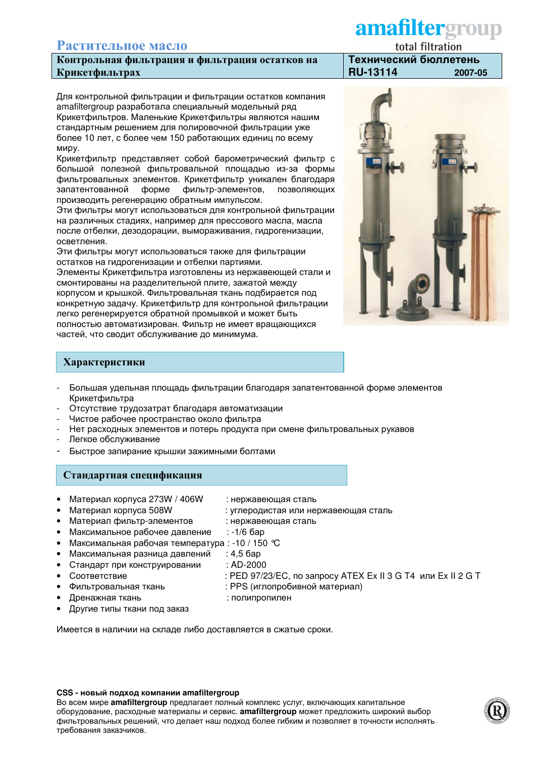# Растительное масло

**Контрольная фильтрация и фильтрация остатков на Крикетфильтрах**

**Технический бюллетень RU-13114** 2007-05

Для контрольной фильтрации и фильтрации остатков компания amafiltergroup разработала специальный модельный ряд Крикетфильтров. Маленькие Крикетфильтры являются нашим стандартным решением для полировочной фильтрации уже более 10 лет, с более чем 150 работающих единиц по всему миру.

Крикетфильтр представляет собой барометрический фильтр с большой полезной фильтровальной площадью из-за формы фильтровальных элементов. Крикетфильтр уникален благодаря запатентованной форме фильтр-элементов, позволяющих производить регенерацию обратным импульсом.

Эти фильтры могут использоваться для контрольной фильтрации на различных стадиях, например для прессового масла, масла после отбелки, дезодорации, вымораживания, гидрогенизации, осветления.

Эти фильтры могут использоваться также для фильтрации остатков на гидрогенизации и отбелки партиями.

Элементы Крикетфильтра изготовлены из нержавеющей стали и смонтированы на разделительной плите, зажатой между корпусом и крышкой. Фильтровальная ткань подбирается под конкретную задачу. Крикетфильтр для контрольной фильтрации легко регенерируется обратной промывкой и может быть полностью автоматизирован. Фильтр не имеет вращающихся частей, что сводит обслуживание до минимума.

## Характеристики

- Большая удельная площадь фильтрации благодаря запатентованной форме элементов Крикетфильтра
- Отсутствие трудозатрат благодаря автоматизации
- Чистое рабочее пространство около фильтра
- Нет расходных элементов и потерь продукта при смене фильтровальных рукавов
- Легкое обслуживание
- Быстрое запирание крышки зажимными болтами

## Стандартная спецификация

- Материал корпуса 273W / 406W : нержавеющая сталь
- Материал корпуса 508W : углеродистая или нержавеющая сталь
- Материал фильтр-элементов : нержавеющая сталь
- Максимальное рабочее давление : -1/6 бар
- Максимальная рабочая температура : -10 / 150 °C
- Максимальная разница давлений : 4,5 бар
- Стандарт при конструировании : AD-2000
- Соответствие : PED 97/23/EC, по запросу ATEX Ex II 3 G T4 или Ex II 2 G T
- Фильтровальная ткань : PPS (иглопробивной материал)
- Дренажная ткань : полипропилен
- Другие типы ткани под заказ

Имеется в наличии на складе либо доставляется в сжатые сроки.

**CSS - новый подход компании amafiltergroup**

Во всем мире **amafiltergroup** предлагает полный комплекс услуг, включающих капитальное оборудование, расходные материалы и сервис. **amafiltergroup** может предложить широкий выбор фильтровальных решений, что делает наш подход более гибким и позволяет в точности исполнять требования заказчиков.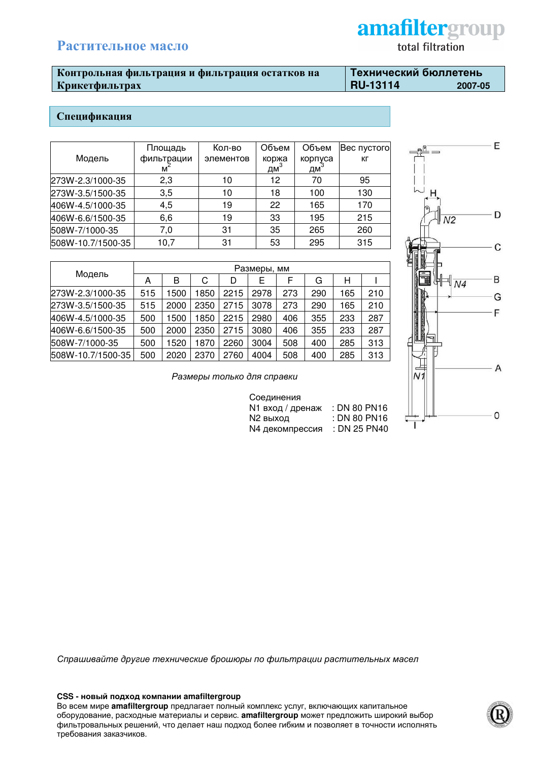# Растительное масло

| Контрольная фильтрация и фильтрация остатков на Крикетфильтрах | Технический бюллетень RU-13114 2007-05 |
|---|---|

## Спецификация

| Модель | Площадь фильтрации $м^2$ | Кол-во элементов | Объем коржа $дм^3$ | Объем корпуса $дм^3$ | Вес пустого кг |
|---|---|---|---|---|---|
| 273W-2.3/1000-35 | 2,3 | 10 | 12 | 70 | 95 |
| 273W-3.5/1500-35 | 3,5 | 10 | 18 | 100 | 130 |
| 406W-4.5/1000-35 | 4,5 | 19 | 22 | 165 | 170 |
| 406W-6.6/1500-35 | 6,6 | 19 | 33 | 195 | 215 |
| 508W-7/1000-35 | 7,0 | 31 | 35 | 265 | 260 |
| 508W-10.7/1500-35 | 10,7 | 31 | 53 | 295 | 315 |

| Модель | Размеры, мм | | | | | | | | |
|---|---|---|---|---|---|---|---|---|---|
| | A | B | C | D | E | F | G | H | I |
| 273W-2.3/1000-35 | 515 | 1500 | 1850 | 2215 | 2978 | 273 | 290 | 165 | 210 |
| 273W-3.5/1500-35 | 515 | 2000 | 2350 | 2715 | 3078 | 273 | 290 | 165 | 210 |
| 406W-4.5/1000-35 | 500 | 1500 | 1850 | 2215 | 2980 | 406 | 355 | 233 | 287 |
| 406W-6.6/1500-35 | 500 | 2000 | 2350 | 2715 | 3080 | 406 | 355 | 233 | 287 |
| 508W-7/1000-35 | 500 | 1520 | 1870 | 2260 | 3004 | 508 | 400 | 285 | 313 |
| 508W-10.7/1500-35 | 500 | 2020 | 2370 | 2760 | 4004 | 508 | 400 | 285 | 313 |

*Размеры только для справки*

Соединения
N1 вход / дренаж : DN 80 PN16
N2 выход : DN 80 PN16
N4 декомпрессия : DN 25 PN40

E
H
N2
D
C
B
N4
G
F
A
N1
0
I

*Спрашивайте другие технические брошюры по фильтрации растительных масел*

**CSS - новый подход компании amafiltergroup**
Во всем мире **amafiltergroup** предлагает полный комплекс услуг, включающих капитальное оборудование, расходные материалы и сервис. **amafiltergroup** может предложить широкий выбор фильтровальных решений, что делает наш подход более гибким и позволяет в точности исполнять требования заказчиков.